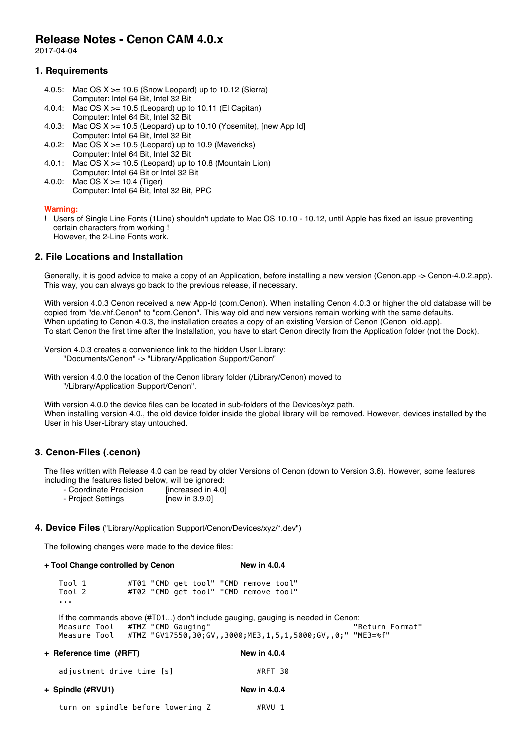# Release Notes - Cenon CAM 4.0.x

2017-04-04

## 1. Requirements

- 4.0.5: Mac OS X >= 10.6 (Snow Leopard) up to 10.12 (Sierra)
  Computer: Intel 64 Bit, Intel 32 Bit
- 4.0.4: Mac OS X >= 10.5 (Leopard) up to 10.11 (El Capitan)
  Computer: Intel 64 Bit, Intel 32 Bit
- 4.0.3: Mac OS X >= 10.5 (Leopard) up to 10.10 (Yosemite), [new App Id]
  Computer: Intel 64 Bit, Intel 32 Bit
- 4.0.2: Mac OS X >= 10.5 (Leopard) up to 10.9 (Mavericks)
  Computer: Intel 64 Bit, Intel 32 Bit
- 4.0.1: Mac OS X >= 10.5 (Leopard) up to 10.8 (Mountain Lion)
  Computer: Intel 64 Bit or Intel 32 Bit
- 4.0.0: Mac OS X >= 10.4 (Tiger)
  Computer: Intel 64 Bit, Intel 32 Bit, PPC

**Warning:**

! Users of Single Line Fonts (1Line) shouldn't update to Mac OS 10.10 - 10.12, until Apple has fixed an issue preventing certain characters from working !
However, the 2-Line Fonts work.

## 2. File Locations and Installation

Generally, it is good advice to make a copy of an Application, before installing a new version (Cenon.app -> Cenon-4.0.2.app). This way, you can always go back to the previous release, if necessary.

With version 4.0.3 Cenon received a new App-Id (com.Cenon). When installing Cenon 4.0.3 or higher the old database will be copied from "de.vhf.Cenon" to "com.Cenon". This way old and new versions remain working with the same defaults.
When updating to Cenon 4.0.3, the installation creates a copy of an existing Version of Cenon (Cenon_old.app).
To start Cenon the first time after the Installation, you have to start Cenon directly from the Application folder (not the Dock).

Version 4.0.3 creates a convenience link to the hidden User Library:
"Documents/Cenon" -> "Library/Application Support/Cenon"

With version 4.0.0 the location of the Cenon library folder (/Library/Cenon) moved to
"/Library/Application Support/Cenon".

With version 4.0.0 the device files can be located in sub-folders of the Devices/xyz path.
When installing version 4.0., the old device folder inside the global library will be removed. However, devices installed by the User in his User-Library stay untouched.

## 3. Cenon-Files (.cenon)

The files written with Release 4.0 can be read by older Versions of Cenon (down to Version 3.6). However, some features including the features listed below, will be ignored:

- Coordinate Precision [increased in 4.0]
- Project Settings [new in 3.9.0]

## 4. Device Files ("Library/Application Support/Cenon/Devices/xyz/*.dev")

The following changes were made to the device files:

**+ Tool Change controlled by Cenon** **New in 4.0.4**

```
Tool 1        #T01 "CMD get tool" "CMD remove tool"
Tool 2        #T02 "CMD get tool" "CMD remove tool"
...
```

If the commands above (#T01...) don't include gauging, gauging is needed in Cenon:

```
Measure Tool   #TMZ "CMD Gauging"                                "Return Format"
Measure Tool   #TMZ "GV17550,30;GV,,3000;ME3,1,5,1,5000;GV,,0;" "ME3=%f"
```

**+ Reference time (#RFT)** **New in 4.0.4**

```
adjustment drive time [s]            #RFT 30
```

**+ Spindle (#RVU1)** **New in 4.0.4**

```
turn on spindle before lowering Z    #RVU 1
```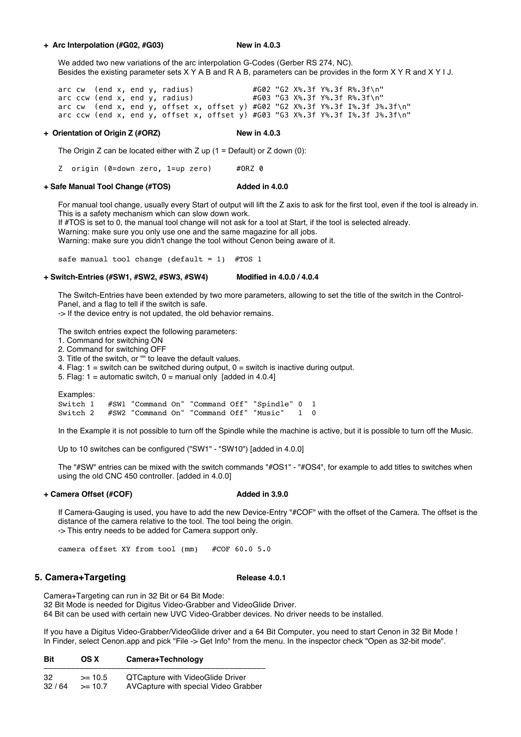#### + Arc Interpolation (#G02, #G03) New in 4.0.3

We added two new variations of the arc interpolation G-Codes (Gerber RS 274, NC).
Besides the existing parameter sets X Y A B and R A B, parameters can be provides in the form X Y R and X Y I J.

```
arc cw  (end x, end y, radius)             #G02 "G2 X%.3f Y%.3f R%.3f\n"
arc ccw (end x, end y, radius)             #G03 "G3 X%.3f Y%.3f R%.3f\n"
arc cw  (end x, end y, offset x, offset y) #G02 "G2 X%.3f Y%.3f I%.3f J%.3f\n"
arc ccw (end x, end y, offset x, offset y) #G03 "G3 X%.3f Y%.3f I%.3f J%.3f\n"
```

#### + Orientation of Origin Z (#ORZ) New in 4.0.3

The Origin Z can be located either with Z up (1 = Default) or Z down (0):

```
Z  origin (0=down zero, 1=up zero)      #ORZ 0
```

#### + Safe Manual Tool Change (#TOS) Added in 4.0.0

For manual tool change, usually every Start of output will lift the Z axis to ask for the first tool, even if the tool is already in.
This is a safety mechanism which can slow down work.
If #TOS is set to 0, the manual tool change will not ask for a tool at Start, if the tool is selected already.
Warning: make sure you only use one and the same magazine for all jobs.
Warning: make sure you didn't change the tool without Cenon being aware of it.

```
safe manual tool change (default = 1)  #TOS 1
```

#### + Switch-Entries (#SW1, #SW2, #SW3, #SW4) Modified in 4.0.0 / 4.0.4

The Switch-Entries have been extended by two more parameters, allowing to set the title of the switch in the Control-Panel, and a flag to tell if the switch is safe.
-> If the device entry is not updated, the old behavior remains.

The switch entries expect the following parameters:
1. Command for switching ON
2. Command for switching OFF
3. Title of the switch, or "" to leave the default values.
4. Flag: 1 = switch can be switched during output, 0 = switch is inactive during output.
5. Flag: 1 = automatic switch, 0 = manual only [added in 4.0.4]

Examples:

```
Switch 1   #SW1 "Command On" "Command Off" "Spindle" 0  1
Switch 2   #SW2 "Command On" "Command Off" "Music"   1  0
```

In the Example it is not possible to turn off the Spindle while the machine is active, but it is possible to turn off the Music.

Up to 10 switches can be configured ("SW1" - "SW10") [added in 4.0.0]

The "#SW" entries can be mixed with the switch commands "#OS1" - "#OS4", for example to add titles to switches when using the old CNC 450 controller. [added in 4.0.0]

#### + Camera Offset (#COF) Added in 3.9.0

If Camera-Gauging is used, you have to add the new Device-Entry "#COF" with the offset of the Camera. The offset is the distance of the camera relative to the tool. The tool being the origin.
-> This entry needs to be added for Camera support only.

```
camera offset XY from tool (mm)   #COF 60.0 5.0
```

## 5. Camera+Targeting Release 4.0.1

Camera+Targeting can run in 32 Bit or 64 Bit Mode:
32 Bit Mode is needed for Digitus Video-Grabber and VideoGlide Driver.
64 Bit can be used with certain new UVC Video-Grabber devices. No driver needs to be installed.

If you have a Digitus Video-Grabber/VideoGlide driver and a 64 Bit Computer, you need to start Cenon in 32 Bit Mode !
In Finder, select Cenon.app and pick "File -> Get Info" from the menu. In the inspector check "Open as 32-bit mode".

| Bit | OS X | Camera+Technology |
|---|---|---|
| 32 | >= 10.5 | QTCapture with VideoGlide Driver |
| 32 / 64 | >= 10.7 | AVCapture with special Video Grabber |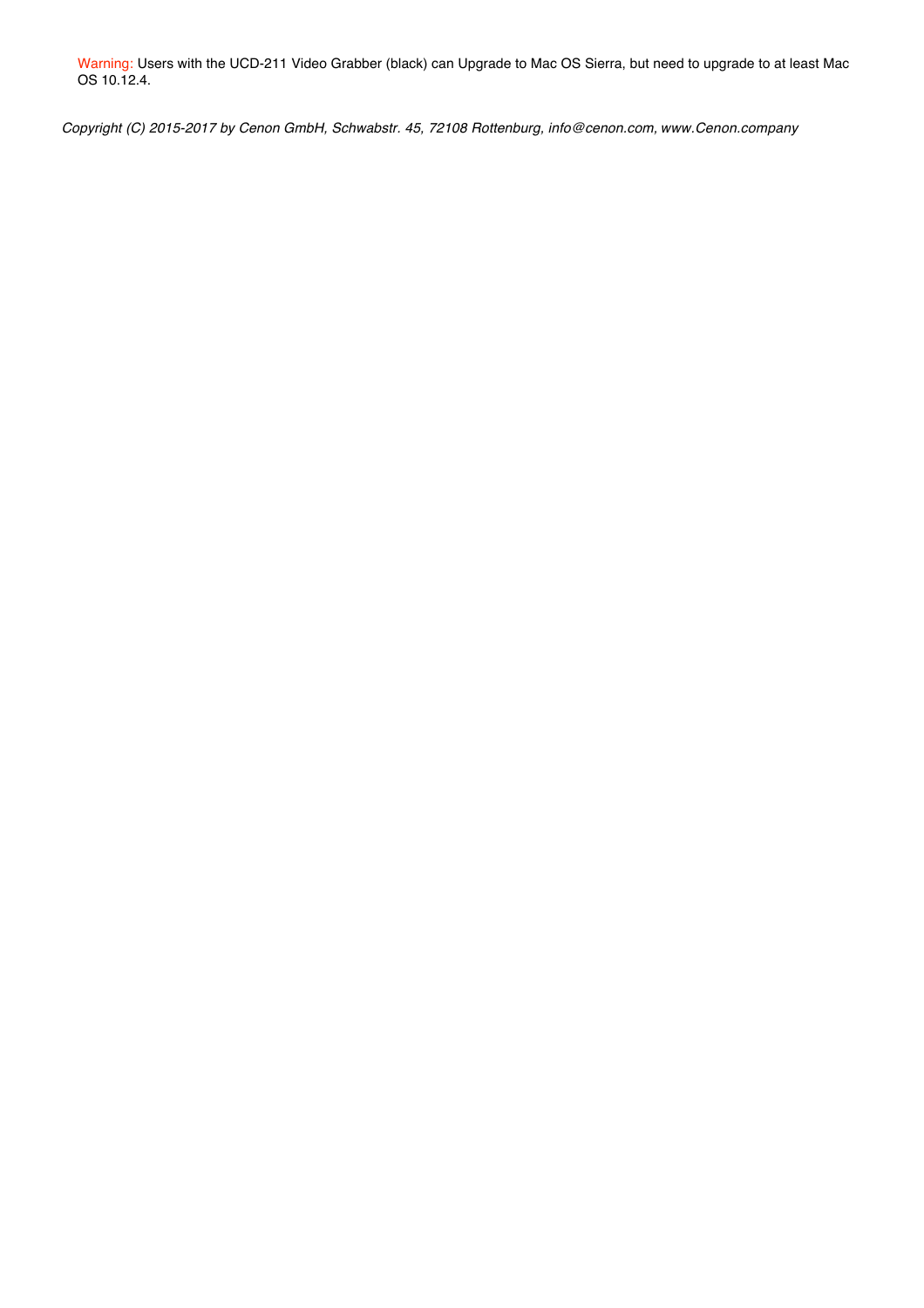Warning: Users with the UCD-211 Video Grabber (black) can Upgrade to Mac OS Sierra, but need to upgrade to at least Mac OS 10.12.4.

*Copyright (C) 2015-2017 by Cenon GmbH, Schwabstr. 45, 72108 Rottenburg, info@cenon.com, www.Cenon.company*